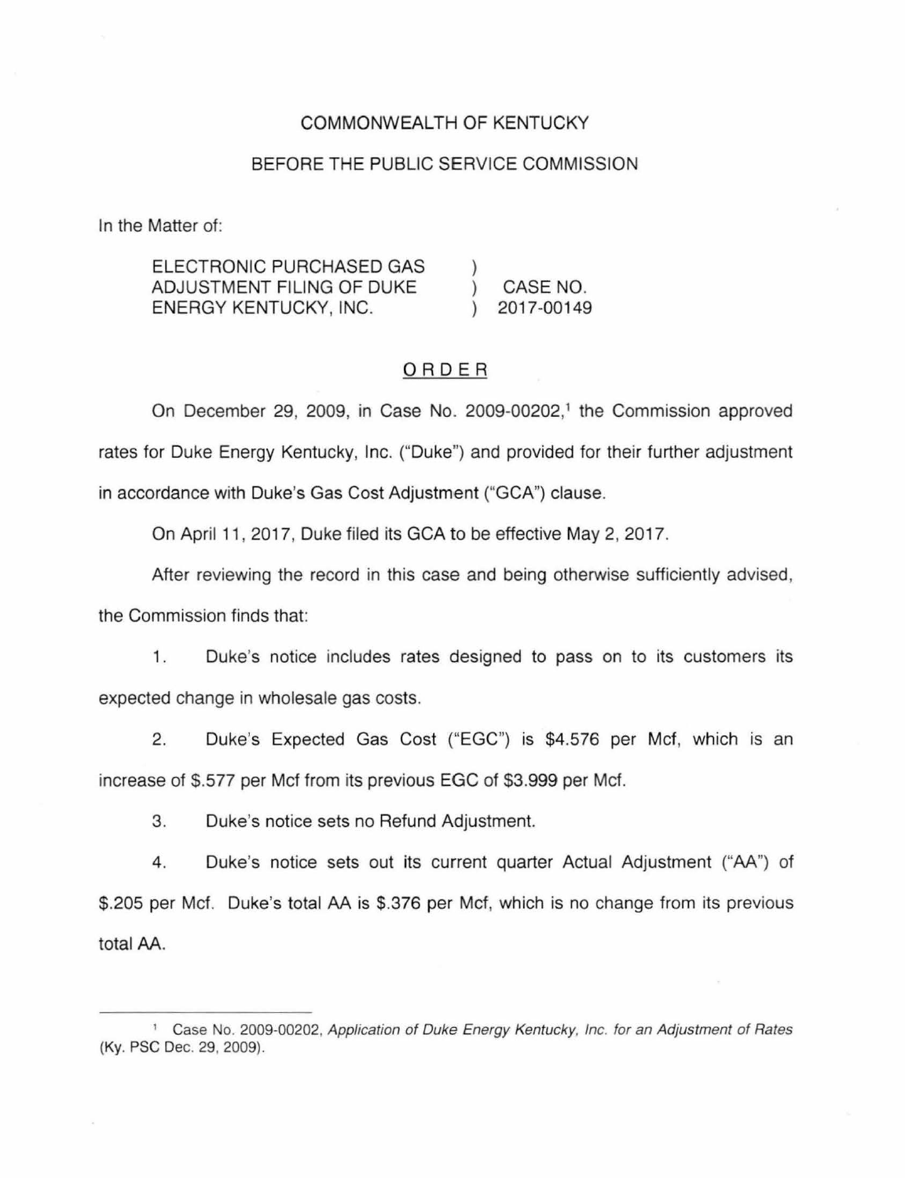COMMONWEALTH OF KENTUCKY

BEFORE THE PUBLIC SERVICE COMMISSION

In the Matter of:

| | | |
|---|---|---|
| ELECTRONIC PURCHASED GAS ADJUSTMENT FILING OF DUKE ENERGY KENTUCKY, INC. | ) ) ) | CASE NO. 2017-00149 |

## ORDER

On December 29, 2009, in Case No. 2009-00202,[1] the Commission approved rates for Duke Energy Kentucky, Inc. ("Duke") and provided for their further adjustment in accordance with Duke's Gas Cost Adjustment ("GCA") clause.

On April 11, 2017, Duke filed its GCA to be effective May 2, 2017.

After reviewing the record in this case and being otherwise sufficiently advised, the Commission finds that:

1. Duke's notice includes rates designed to pass on to its customers its expected change in wholesale gas costs.

2. Duke's Expected Gas Cost ("EGC") is $4.576 per Mcf, which is an increase of $.577 per Mcf from its previous EGC of $3.999 per Mcf.

3. Duke's notice sets no Refund Adjustment.

4. Duke's notice sets out its current quarter Actual Adjustment ("AA") of $.205 per Mcf. Duke's total AA is $.376 per Mcf, which is no change from its previous total AA.

---

[1] Case No. 2009-00202, *Application of Duke Energy Kentucky, Inc. for an Adjustment of Rates* (Ky. PSC Dec. 29, 2009).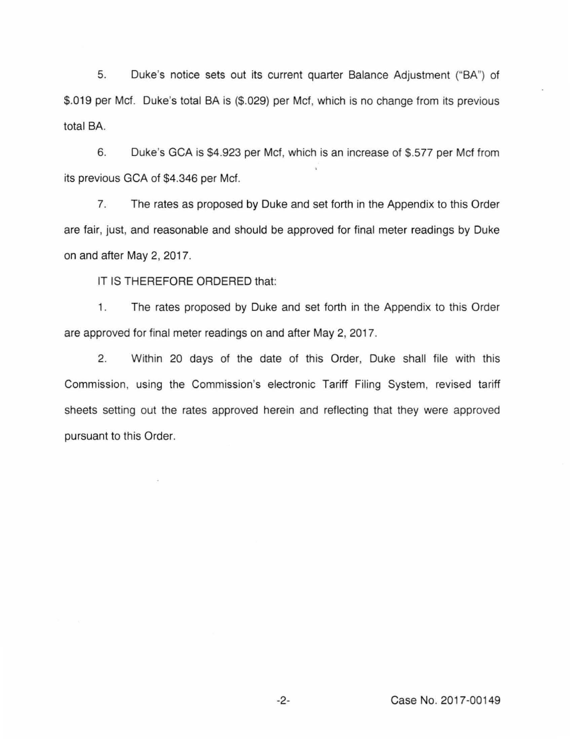5. Duke's notice sets out its current quarter Balance Adjustment ("BA") of $.019 per Mcf. Duke's total BA is ($.029) per Mcf, which is no change from its previous total BA.

6. Duke's GCA is $4.923 per Mcf, which is an increase of $.577 per Mcf from its previous GCA of $4.346 per Mcf.

7. The rates as proposed by Duke and set forth in the Appendix to this Order are fair, just, and reasonable and should be approved for final meter readings by Duke on and after May 2, 2017.

IT IS THEREFORE ORDERED that:

1. The rates proposed by Duke and set forth in the Appendix to this Order are approved for final meter readings on and after May 2, 2017.

2. Within 20 days of the date of this Order, Duke shall file with this Commission, using the Commission's electronic Tariff Filing System, revised tariff sheets setting out the rates approved herein and reflecting that they were approved pursuant to this Order.

Case No. 2017-00149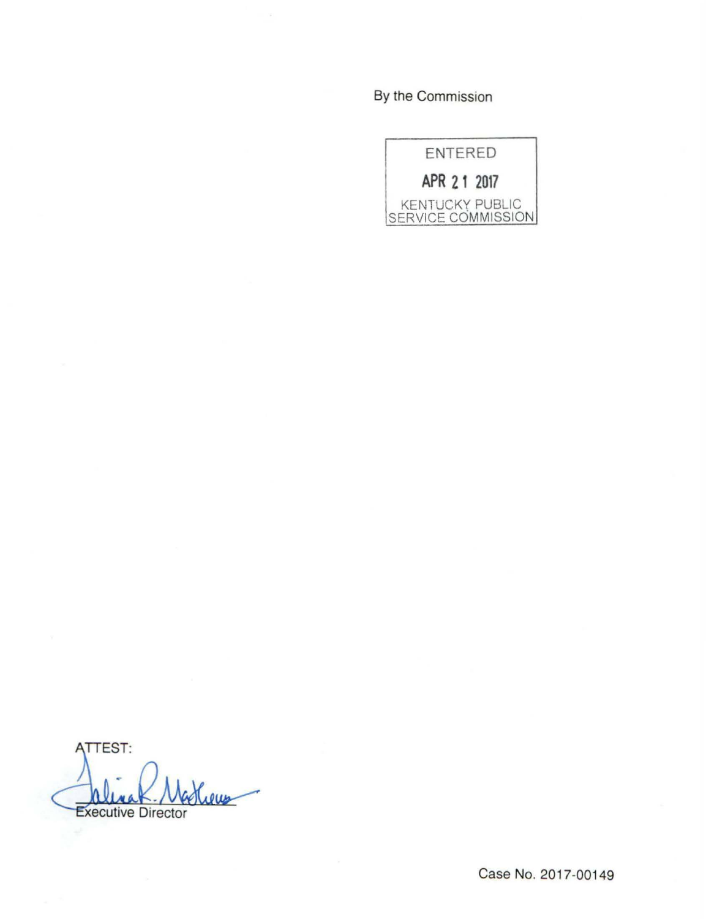By the Commission

ENTERED

APR 21 2017

KENTUCKY PUBLIC SERVICE COMMISSION

ATTEST:

Executive Director

Case No. 2017-00149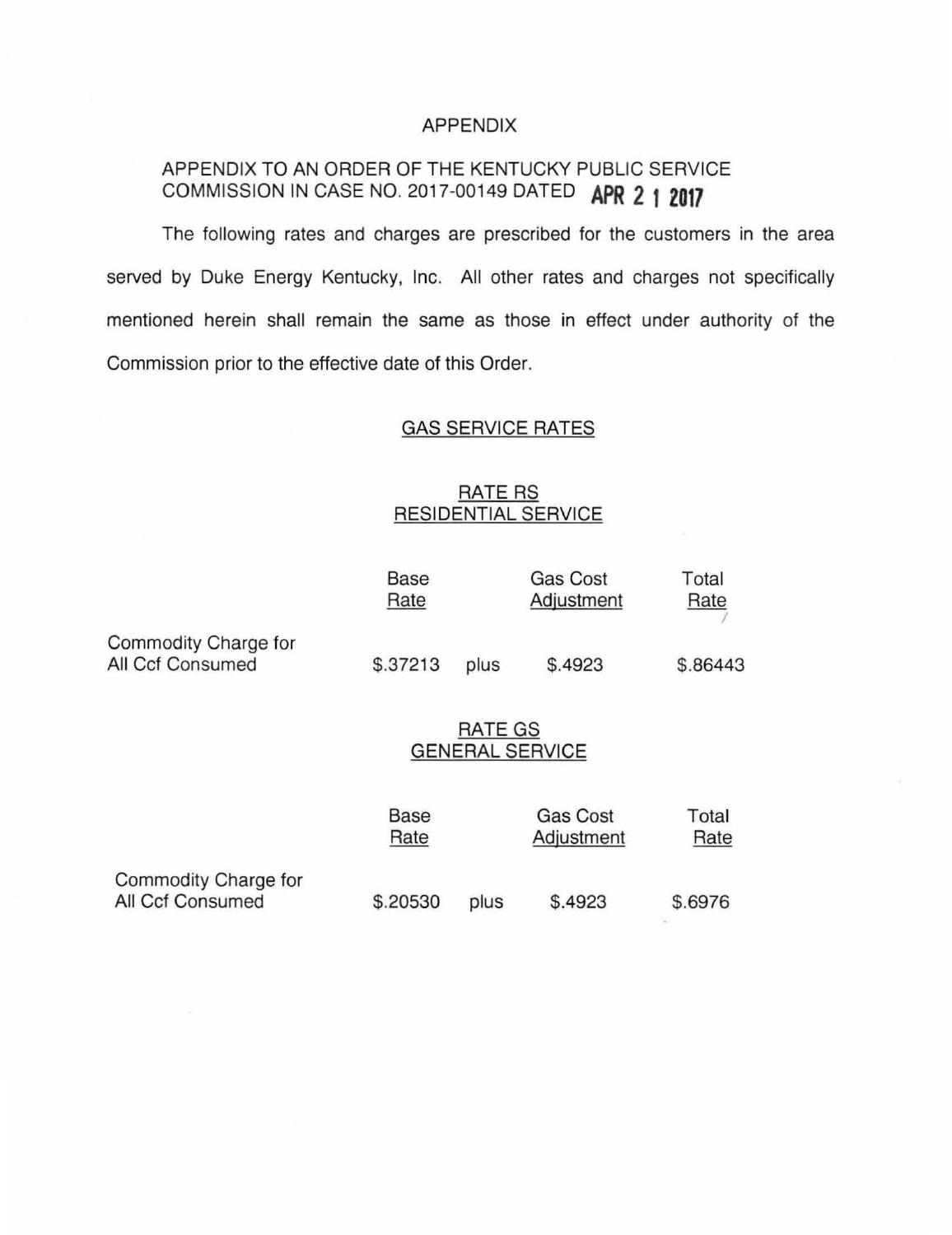# APPENDIX

APPENDIX TO AN ORDER OF THE KENTUCKY PUBLIC SERVICE COMMISSION IN CASE NO. 2017-00149 DATED **APR 21 2017**

The following rates and charges are prescribed for the customers in the area served by Duke Energy Kentucky, Inc. All other rates and charges not specifically mentioned herein shall remain the same as those in effect under authority of the Commission prior to the effective date of this Order.

## GAS SERVICE RATES

### RATE RS
### RESIDENTIAL SERVICE

| | Base Rate | | Gas Cost Adjustment | Total Rate |
|---|---|---|---|---|
| Commodity Charge for All Ccf Consumed | $.37213 | plus | $.4923 | $.86443 |

### RATE GS
### GENERAL SERVICE

| | Base Rate | | Gas Cost Adjustment | Total Rate |
|---|---|---|---|---|
| Commodity Charge for All Ccf Consumed | $.20530 | plus | $.4923 | $.6976 |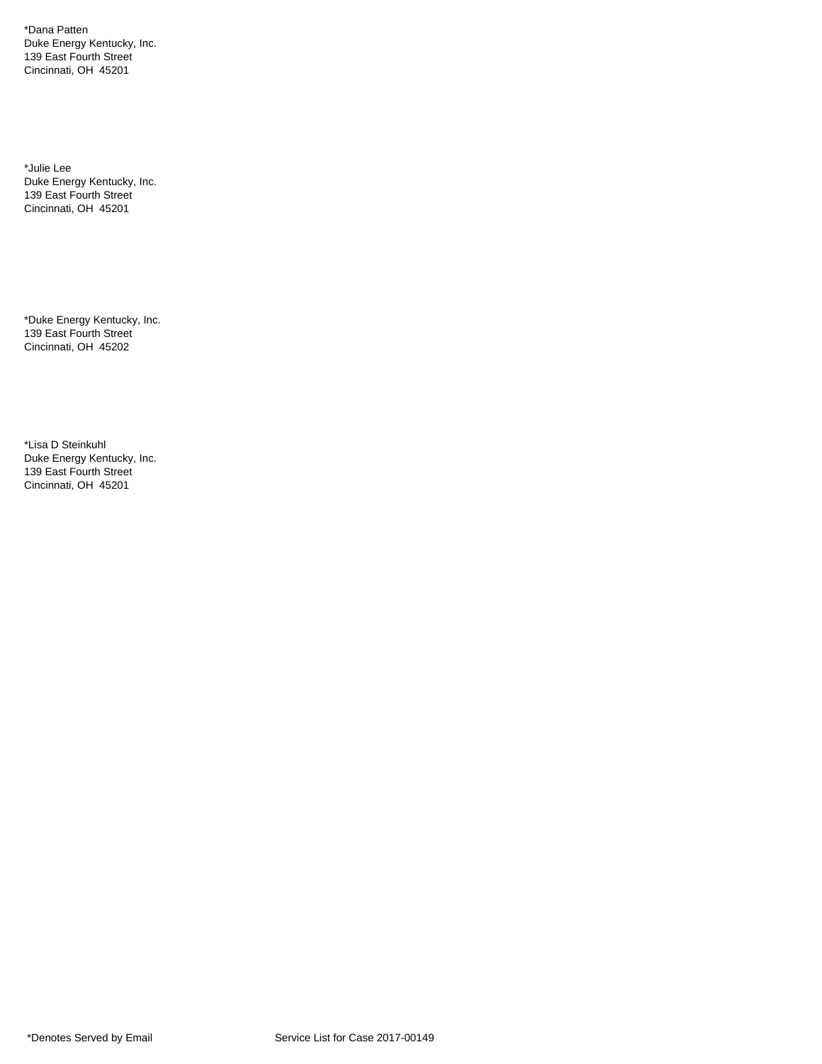*Dana Patten
Duke Energy Kentucky, Inc.
139 East Fourth Street
Cincinnati, OH  45201

*Julie Lee
Duke Energy Kentucky, Inc.
139 East Fourth Street
Cincinnati, OH  45201

*Duke Energy Kentucky, Inc.
139 East Fourth Street
Cincinnati, OH  45202

*Lisa D Steinkuhl
Duke Energy Kentucky, Inc.
139 East Fourth Street
Cincinnati, OH  45201

*Denotes Served by Email

Service List for Case 2017-00149